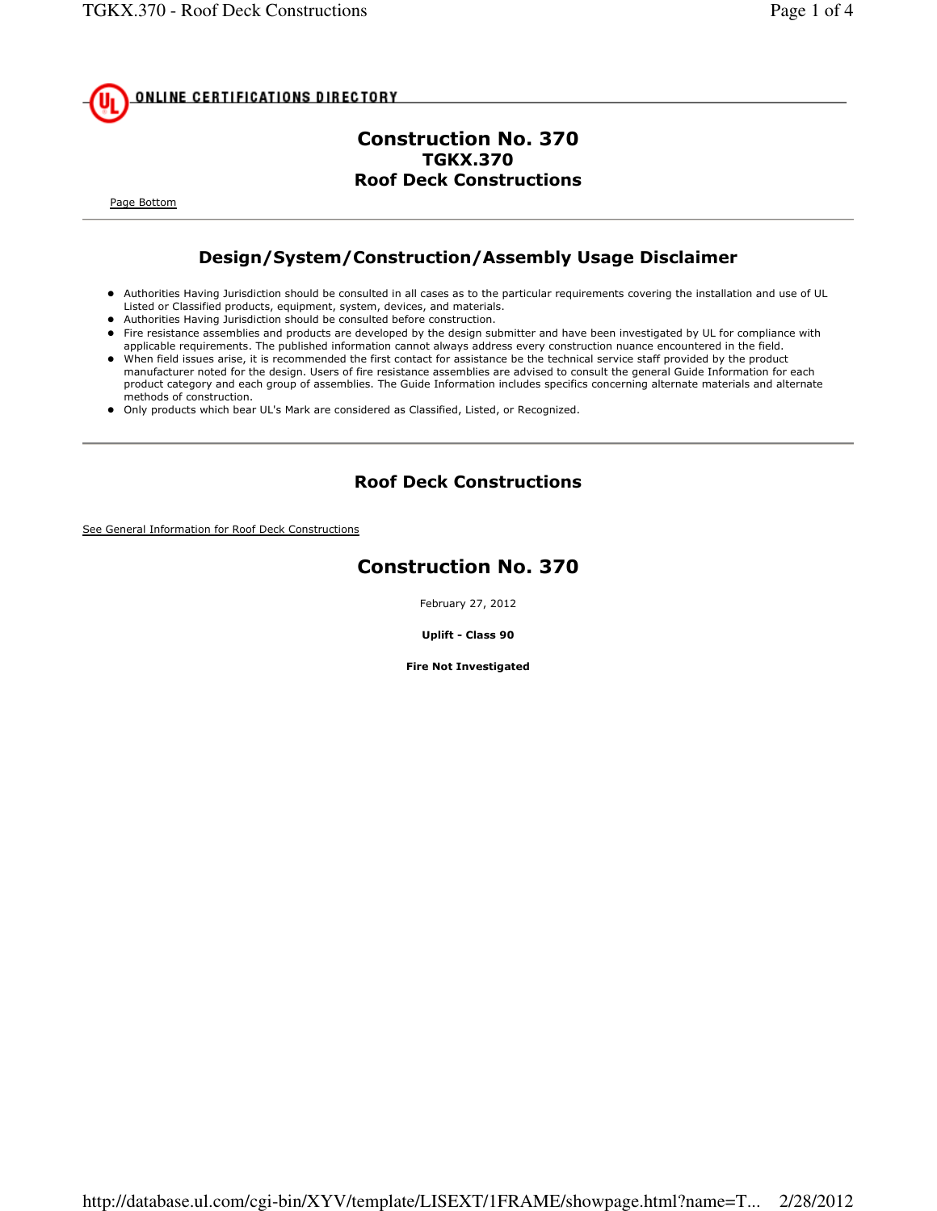ONLINE CERTIFICATIONS DIRECTORY

# Construction No. 370
## TGKX.370
## Roof Deck Constructions

Page Bottom

## Design/System/Construction/Assembly Usage Disclaimer

- Authorities Having Jurisdiction should be consulted in all cases as to the particular requirements covering the installation and use of UL Listed or Classified products, equipment, system, devices, and materials.
- Authorities Having Jurisdiction should be consulted before construction.
- Fire resistance assemblies and products are developed by the design submitter and have been investigated by UL for compliance with applicable requirements. The published information cannot always address every construction nuance encountered in the field.
- When field issues arise, it is recommended the first contact for assistance be the technical service staff provided by the product manufacturer noted for the design. Users of fire resistance assemblies are advised to consult the general Guide Information for each product category and each group of assemblies. The Guide Information includes specifics concerning alternate materials and alternate methods of construction.
- Only products which bear UL's Mark are considered as Classified, Listed, or Recognized.

## Roof Deck Constructions

See General Information for Roof Deck Constructions

# Construction No. 370

February 27, 2012

**Uplift - Class 90**

**Fire Not Investigated**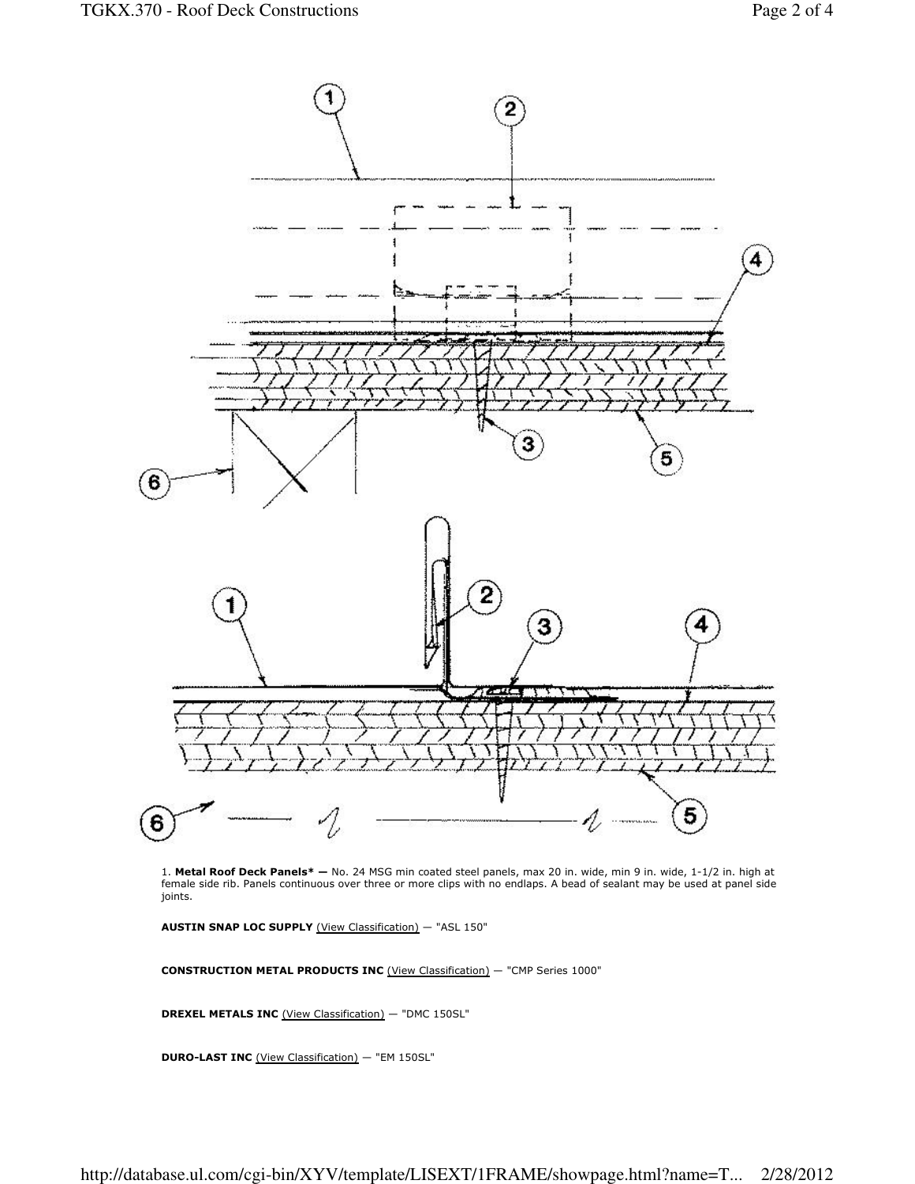1. **Metal Roof Deck Panels\* —** No. 24 MSG min coated steel panels, max 20 in. wide, min 9 in. wide, 1-1/2 in. high at female side rib. Panels continuous over three or more clips with no endlaps. A bead of sealant may be used at panel side joints.

**AUSTIN SNAP LOC SUPPLY** (View Classification) — "ASL 150"

**CONSTRUCTION METAL PRODUCTS INC** (View Classification) — "CMP Series 1000"

**DREXEL METALS INC** (View Classification) — "DMC 150SL"

**DURO-LAST INC** (View Classification) — "EM 150SL"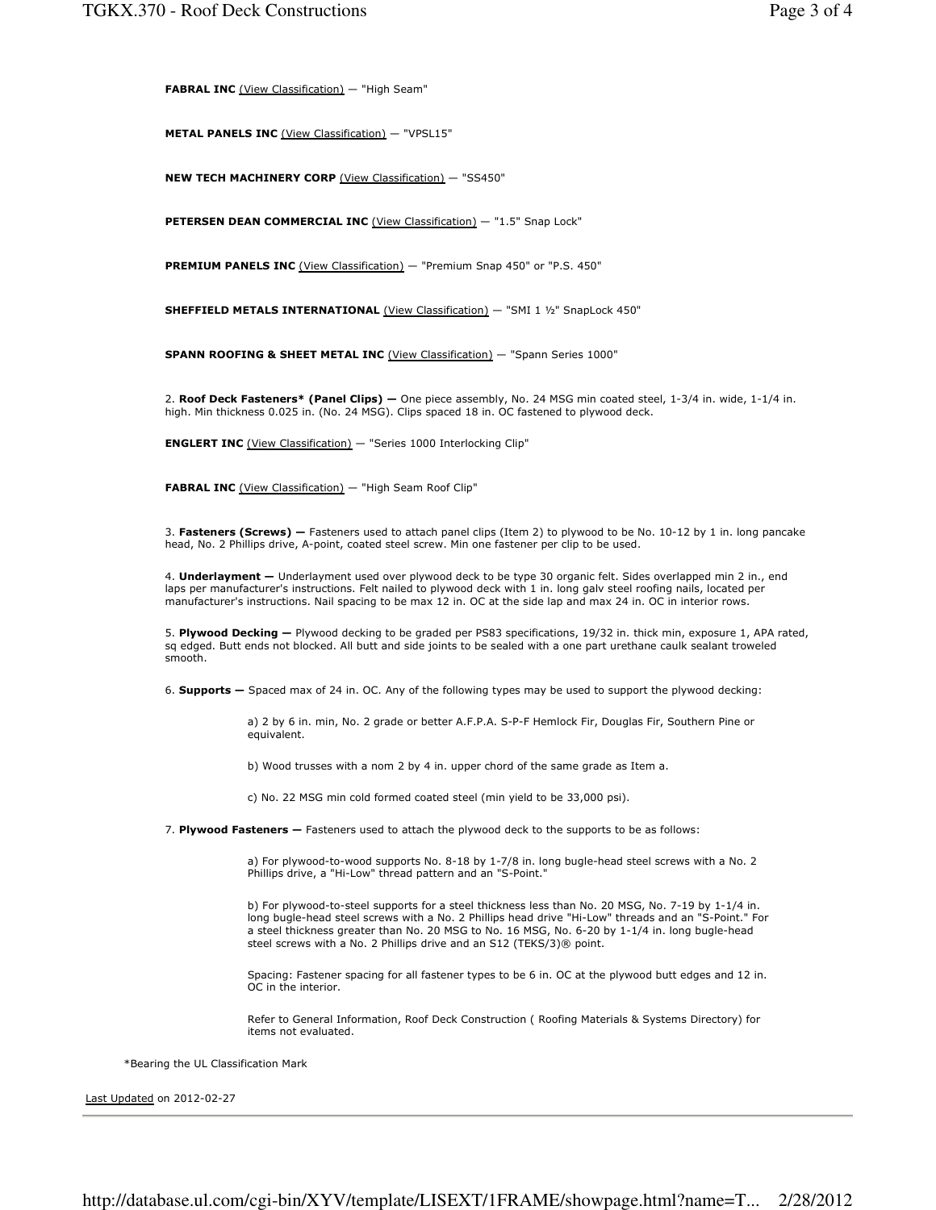**FABRAL INC** (View Classification) — "High Seam"

**METAL PANELS INC** (View Classification) — "VPSL15"

**NEW TECH MACHINERY CORP** (View Classification) — "SS450"

**PETERSEN DEAN COMMERCIAL INC** (View Classification) — "1.5" Snap Lock"

**PREMIUM PANELS INC** (View Classification) — "Premium Snap 450" or "P.S. 450"

**SHEFFIELD METALS INTERNATIONAL** (View Classification) — "SMI 1 ½" SnapLock 450"

**SPANN ROOFING & SHEET METAL INC** (View Classification) — "Spann Series 1000"

2. **Roof Deck Fasteners* (Panel Clips) —** One piece assembly, No. 24 MSG min coated steel, 1-3/4 in. wide, 1-1/4 in. high. Min thickness 0.025 in. (No. 24 MSG). Clips spaced 18 in. OC fastened to plywood deck.

**ENGLERT INC** (View Classification) — "Series 1000 Interlocking Clip"

**FABRAL INC** (View Classification) — "High Seam Roof Clip"

3. **Fasteners (Screws) —** Fasteners used to attach panel clips (Item 2) to plywood to be No. 10-12 by 1 in. long pancake head, No. 2 Phillips drive, A-point, coated steel screw. Min one fastener per clip to be used.

4. **Underlayment —** Underlayment used over plywood deck to be type 30 organic felt. Sides overlapped min 2 in., end laps per manufacturer's instructions. Felt nailed to plywood deck with 1 in. long galv steel roofing nails, located per manufacturer's instructions. Nail spacing to be max 12 in. OC at the side lap and max 24 in. OC in interior rows.

5. **Plywood Decking —** Plywood decking to be graded per PS83 specifications, 19/32 in. thick min, exposure 1, APA rated, sq edged. Butt ends not blocked. All butt and side joints to be sealed with a one part urethane caulk sealant troweled smooth.

6. **Supports —** Spaced max of 24 in. OC. Any of the following types may be used to support the plywood decking:

a) 2 by 6 in. min, No. 2 grade or better A.F.P.A. S-P-F Hemlock Fir, Douglas Fir, Southern Pine or equivalent.

b) Wood trusses with a nom 2 by 4 in. upper chord of the same grade as Item a.

c) No. 22 MSG min cold formed coated steel (min yield to be 33,000 psi).

7. **Plywood Fasteners —** Fasteners used to attach the plywood deck to the supports to be as follows:

a) For plywood-to-wood supports No. 8-18 by 1-7/8 in. long bugle-head steel screws with a No. 2 Phillips drive, a "Hi-Low" thread pattern and an "S-Point."

b) For plywood-to-steel supports for a steel thickness less than No. 20 MSG, No. 7-19 by 1-1/4 in. long bugle-head steel screws with a No. 2 Phillips head drive "Hi-Low" threads and an "S-Point." For a steel thickness greater than No. 20 MSG to No. 16 MSG, No. 6-20 by 1-1/4 in. long bugle-head steel screws with a No. 2 Phillips drive and an S12 (TEKS/3)® point.

Spacing: Fastener spacing for all fastener types to be 6 in. OC at the plywood butt edges and 12 in. OC in the interior.

Refer to General Information, Roof Deck Construction ( Roofing Materials & Systems Directory) for items not evaluated.

*Bearing the UL Classification Mark

Last Updated on 2012-02-27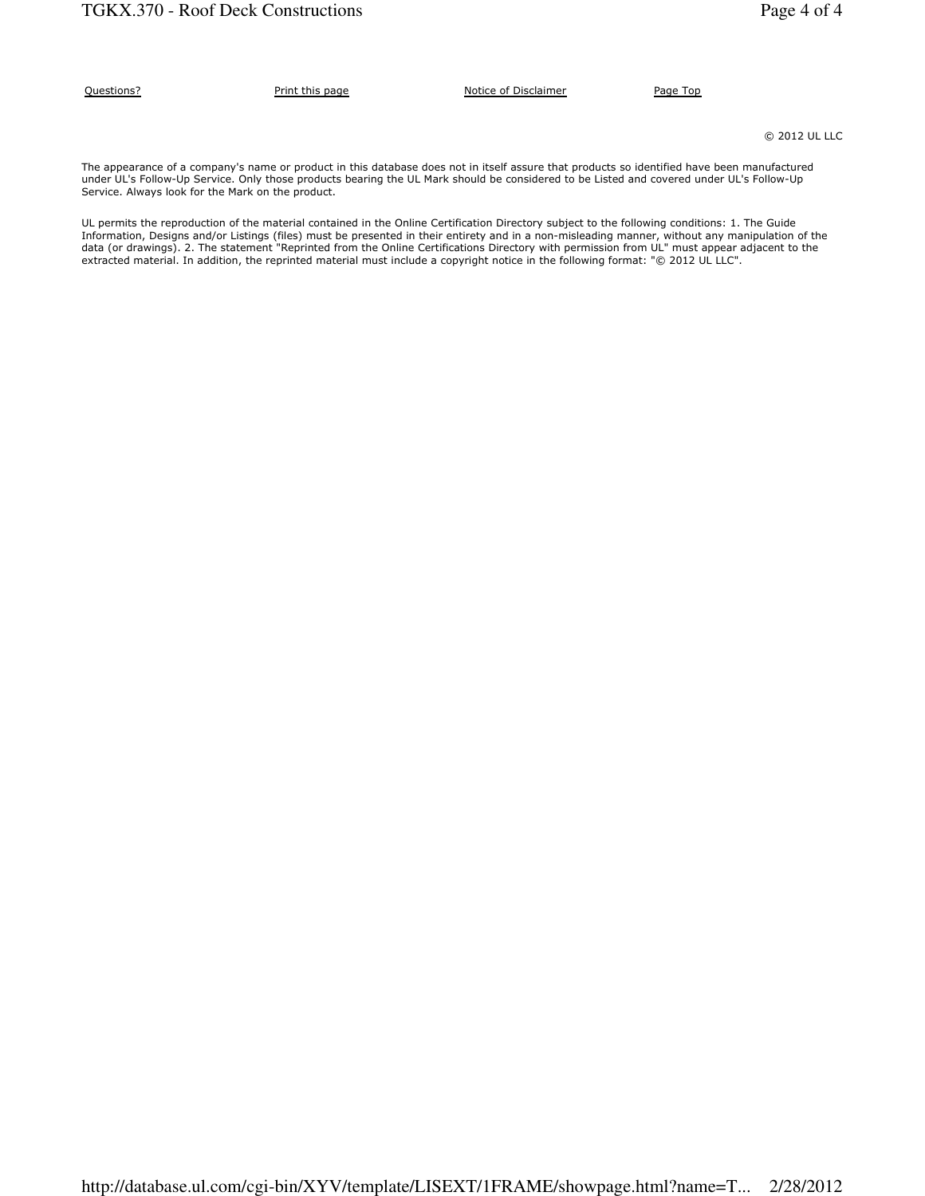Questions? Print this page Notice of Disclaimer Page Top

© 2012 UL LLC

The appearance of a company's name or product in this database does not in itself assure that products so identified have been manufactured under UL's Follow-Up Service. Only those products bearing the UL Mark should be considered to be Listed and covered under UL's Follow-Up Service. Always look for the Mark on the product.

UL permits the reproduction of the material contained in the Online Certification Directory subject to the following conditions: 1. The Guide Information, Designs and/or Listings (files) must be presented in their entirety and in a non-misleading manner, without any manipulation of the data (or drawings). 2. The statement "Reprinted from the Online Certifications Directory with permission from UL" must appear adjacent to the extracted material. In addition, the reprinted material must include a copyright notice in the following format: "© 2012 UL LLC".